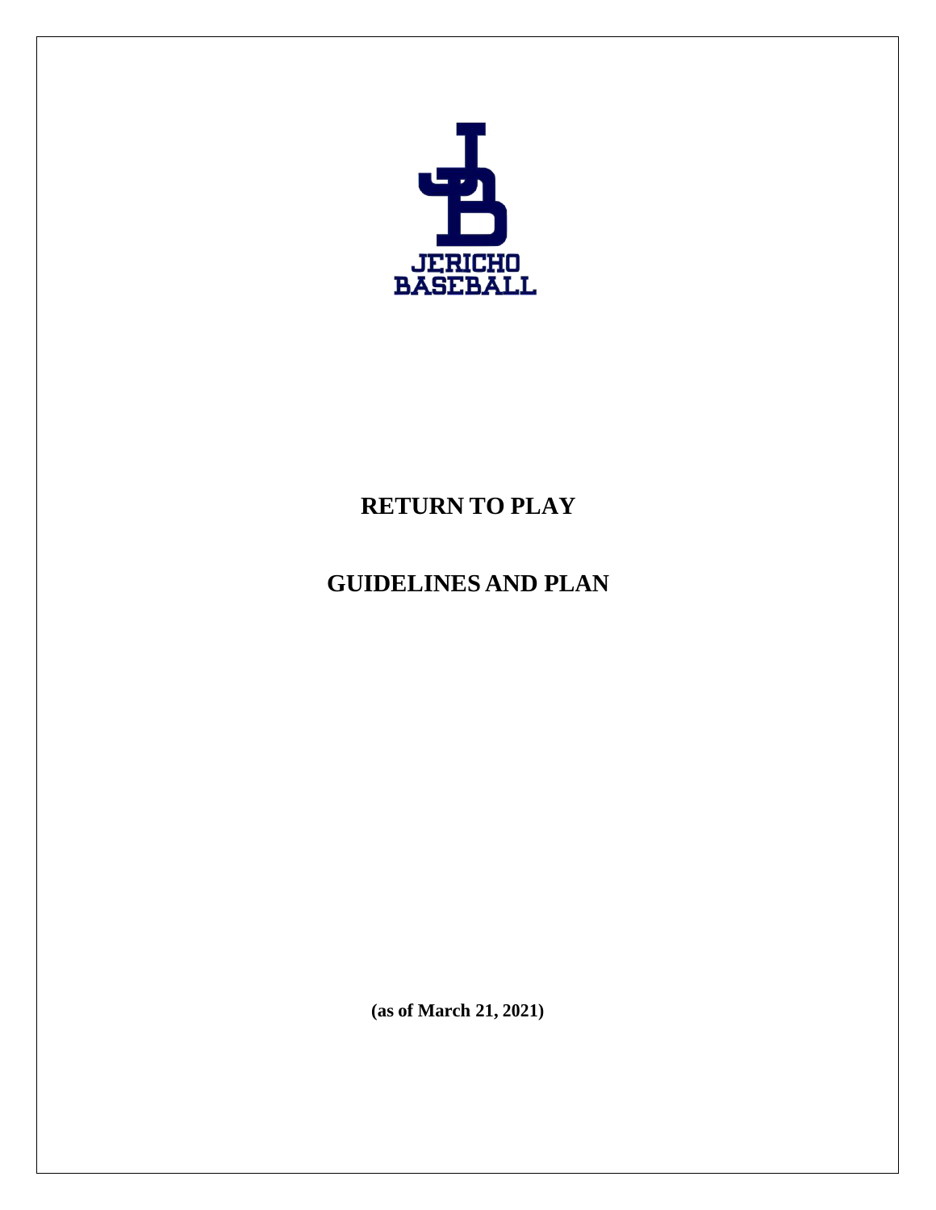JERICHO BASEBALL

# RETURN TO PLAY

# GUIDELINES AND PLAN

**(as of March 21, 2021)**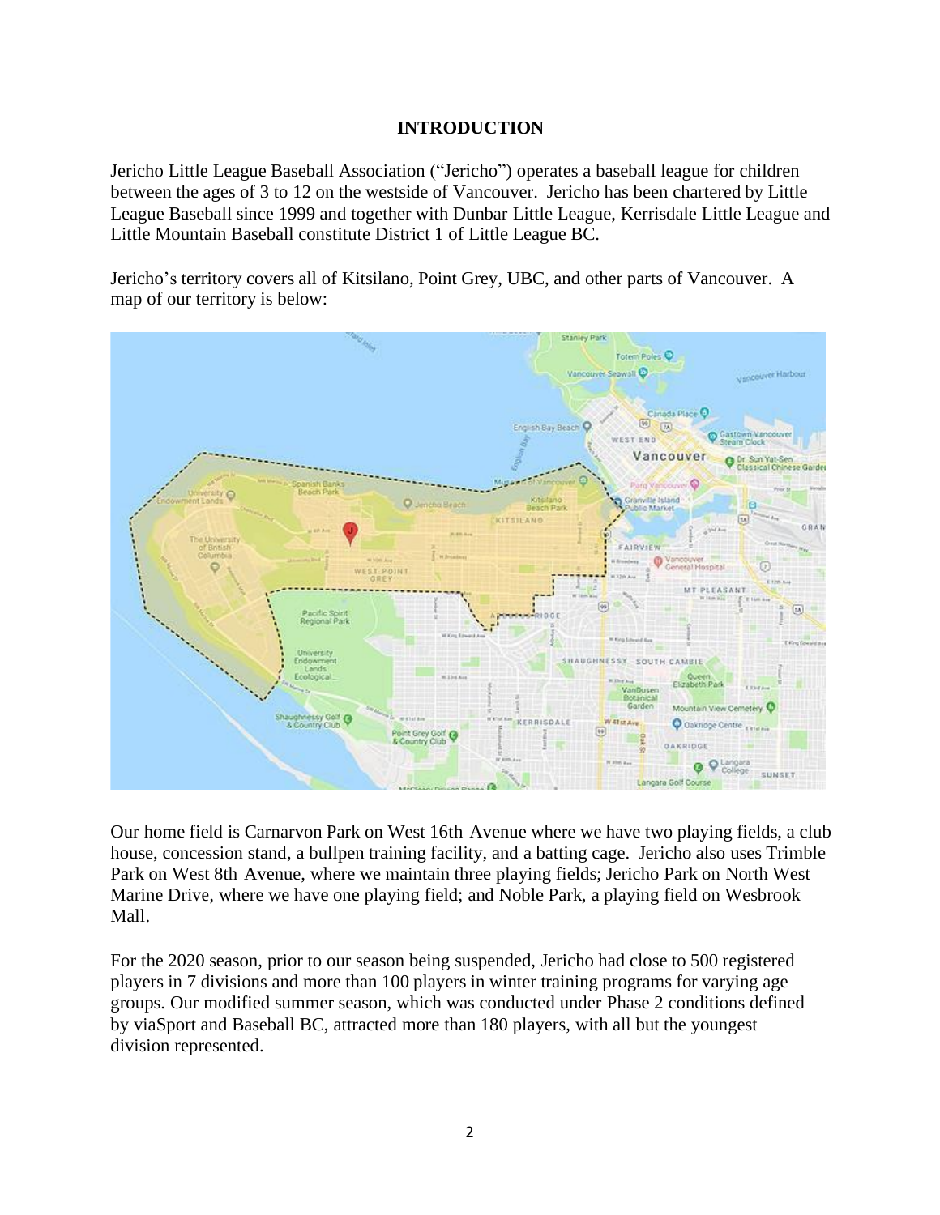## INTRODUCTION

Jericho Little League Baseball Association ("Jericho") operates a baseball league for children between the ages of 3 to 12 on the westside of Vancouver. Jericho has been chartered by Little League Baseball since 1999 and together with Dunbar Little League, Kerrisdale Little League and Little Mountain Baseball constitute District 1 of Little League BC.

Jericho's territory covers all of Kitsilano, Point Grey, UBC, and other parts of Vancouver. A map of our territory is below:

Our home field is Carnarvon Park on West 16th Avenue where we have two playing fields, a club house, concession stand, a bullpen training facility, and a batting cage. Jericho also uses Trimble Park on West 8th Avenue, where we maintain three playing fields; Jericho Park on North West Marine Drive, where we have one playing field; and Noble Park, a playing field on Wesbrook Mall.

For the 2020 season, prior to our season being suspended, Jericho had close to 500 registered players in 7 divisions and more than 100 players in winter training programs for varying age groups. Our modified summer season, which was conducted under Phase 2 conditions defined by viaSport and Baseball BC, attracted more than 180 players, with all but the youngest division represented.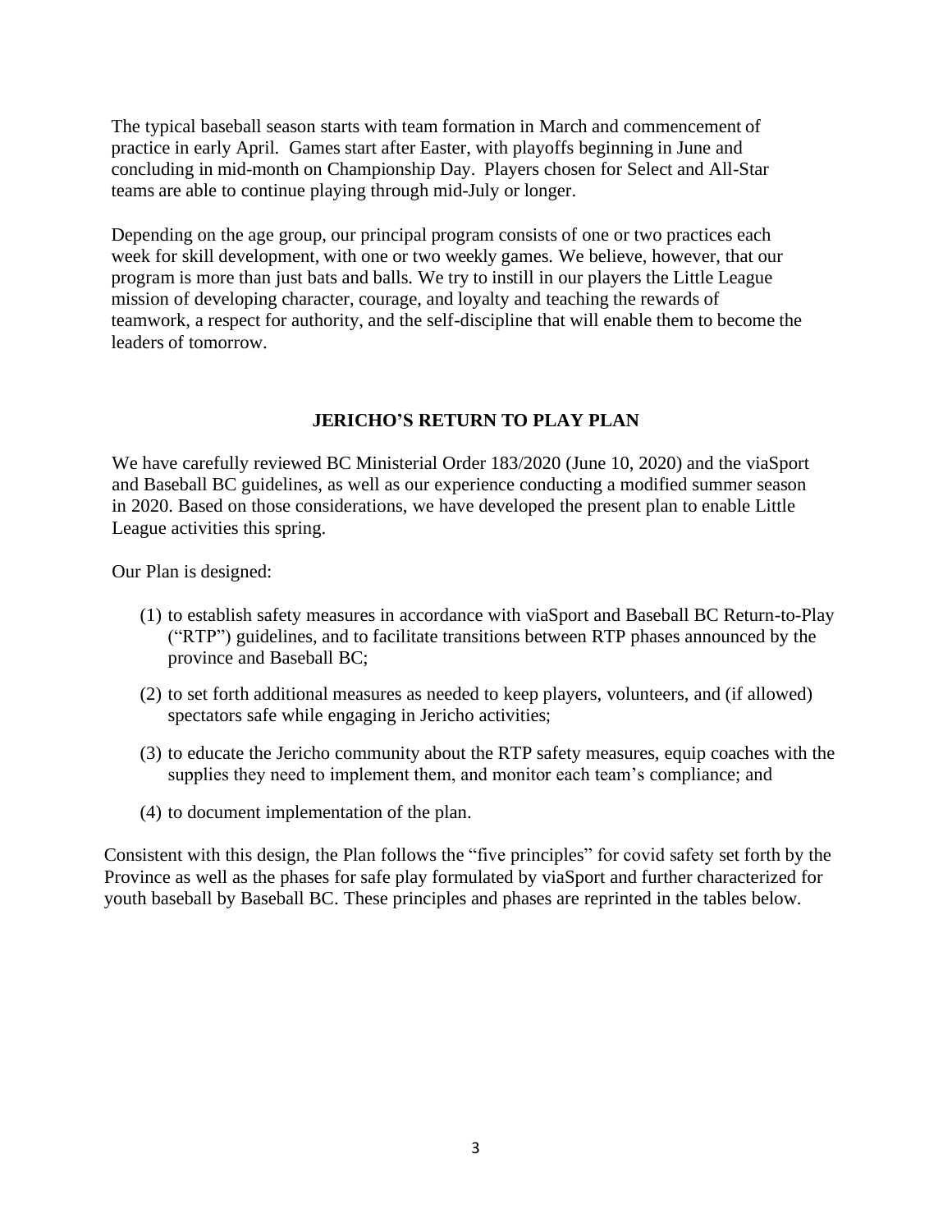The typical baseball season starts with team formation in March and commencement of practice in early April. Games start after Easter, with playoffs beginning in June and concluding in mid-month on Championship Day. Players chosen for Select and All-Star teams are able to continue playing through mid-July or longer.

Depending on the age group, our principal program consists of one or two practices each week for skill development, with one or two weekly games. We believe, however, that our program is more than just bats and balls. We try to instill in our players the Little League mission of developing character, courage, and loyalty and teaching the rewards of teamwork, a respect for authority, and the self-discipline that will enable them to become the leaders of tomorrow.

## JERICHO'S RETURN TO PLAY PLAN

We have carefully reviewed BC Ministerial Order 183/2020 (June 10, 2020) and the viaSport and Baseball BC guidelines, as well as our experience conducting a modified summer season in 2020. Based on those considerations, we have developed the present plan to enable Little League activities this spring.

Our Plan is designed:

(1) to establish safety measures in accordance with viaSport and Baseball BC Return-to-Play ("RTP") guidelines, and to facilitate transitions between RTP phases announced by the province and Baseball BC;

(2) to set forth additional measures as needed to keep players, volunteers, and (if allowed) spectators safe while engaging in Jericho activities;

(3) to educate the Jericho community about the RTP safety measures, equip coaches with the supplies they need to implement them, and monitor each team's compliance; and

(4) to document implementation of the plan.

Consistent with this design, the Plan follows the "five principles" for covid safety set forth by the Province as well as the phases for safe play formulated by viaSport and further characterized for youth baseball by Baseball BC. These principles and phases are reprinted in the tables below.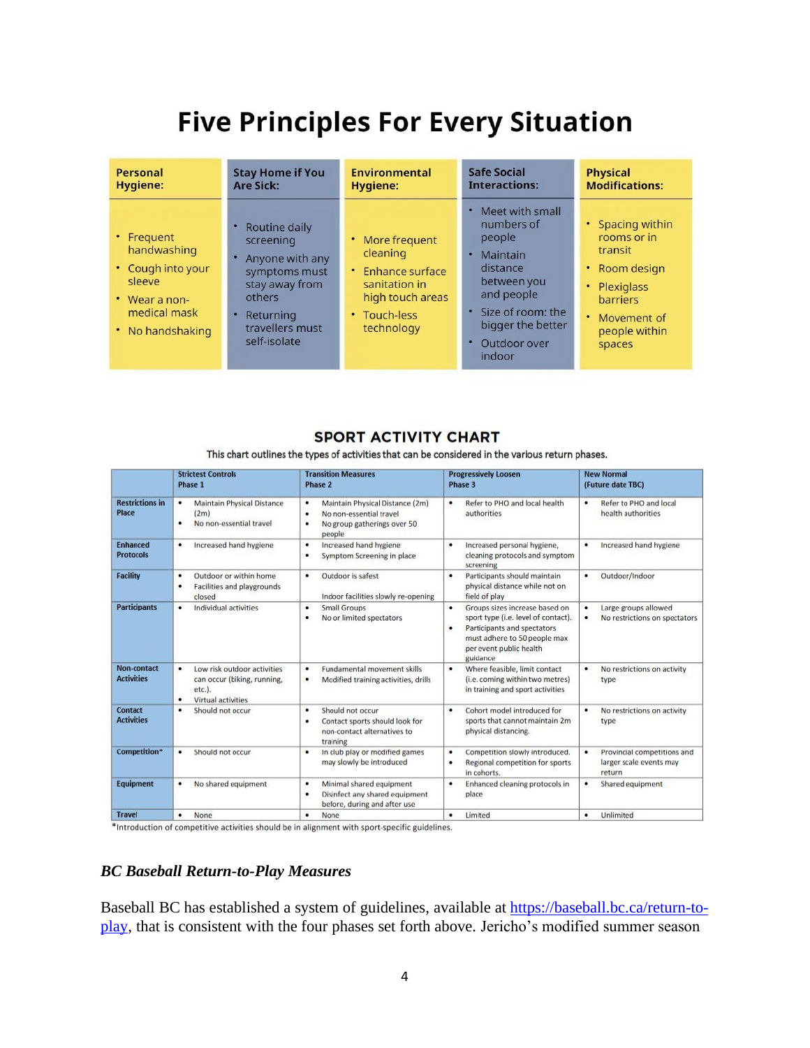# Five Principles For Every Situation

| Personal Hygiene: | Stay Home if You Are Sick: | Environmental Hygiene: | Safe Social Interactions: | Physical Modifications: |
|---|---|---|---|---|
| • Frequent handwashing<br>• Cough into your sleeve<br>• Wear a non-medical mask<br>• No handshaking | • Routine daily screening<br>• Anyone with any symptoms must stay away from others<br>• Returning travellers must self-isolate | • More frequent cleaning<br>• Enhance surface sanitation in high touch areas<br>• Touch-less technology | • Meet with small numbers of people<br>• Maintain distance between you and people<br>• Size of room: the bigger the better<br>• Outdoor over indoor | • Spacing within rooms or in transit<br>• Room design<br>• Plexiglass barriers<br>• Movement of people within spaces |

## SPORT ACTIVITY CHART

This chart outlines the types of activities that can be considered in the various return phases.

| | Strictest Controls Phase 1 | Transition Measures Phase 2 | Progressively Loosen Phase 3 | New Normal (Future date TBC) |
|---|---|---|---|---|
| **Restrictions in Place** | • Maintain Physical Distance (2m)<br>• No non-essential travel | • Maintain Physical Distance (2m)<br>• No non-essential travel<br>• No group gatherings over 50 people | • Refer to PHO and local health authorities | • Refer to PHO and local health authorities |
| **Enhanced Protocols** | • Increased hand hygiene | • Increased hand hygiene<br>• Symptom Screening in place | • Increased personal hygiene, cleaning protocols and symptom screening | • Increased hand hygiene |
| **Facility** | • Outdoor or within home<br>• Facilities and playgrounds closed | • Outdoor is safest<br>Indoor facilities slowly re-opening | • Participants should maintain physical distance while not on field of play | • Outdoor/Indoor |
| **Participants** | • Individual activities | • Small Groups<br>• No or limited spectators | • Groups sizes increase based on sport type (i.e. level of contact).<br>• Participants and spectators must adhere to 50 people max per event public health guidance | • Large groups allowed<br>• No restrictions on spectators |
| **Non-contact Activities** | • Low risk outdoor activities can occur (biking, running, etc.).<br>• Virtual activities | • Fundamental movement skills<br>• Modified training activities, drills | • Where feasible, limit contact (i.e. coming within two metres) in training and sport activities | • No restrictions on activity type |
| **Contact Activities** | • Should not occur | • Should not occur<br>• Contact sports should look for non-contact alternatives to training | • Cohort model introduced for sports that cannot maintain 2m physical distancing. | • No restrictions on activity type |
| **Competition*** | • Should not occur | • In club play or modified games may slowly be introduced | • Competition slowly introduced.<br>• Regional competition for sports in cohorts. | • Provincial competitions and larger scale events may return |
| **Equipment** | • No shared equipment | • Minimal shared equipment<br>• Disinfect any shared equipment before, during and after use | • Enhanced cleaning protocols in place | • Shared equipment |
| **Travel** | • None | • None | • Limited | • Unlimited |

*Introduction of competitive activities should be in alignment with sport-specific guidelines.

### *BC Baseball Return-to-Play Measures*

Baseball BC has established a system of guidelines, available at [https://baseball.bc.ca/return-to-play](https://baseball.bc.ca/return-to-play), that is consistent with the four phases set forth above. Jericho's modified summer season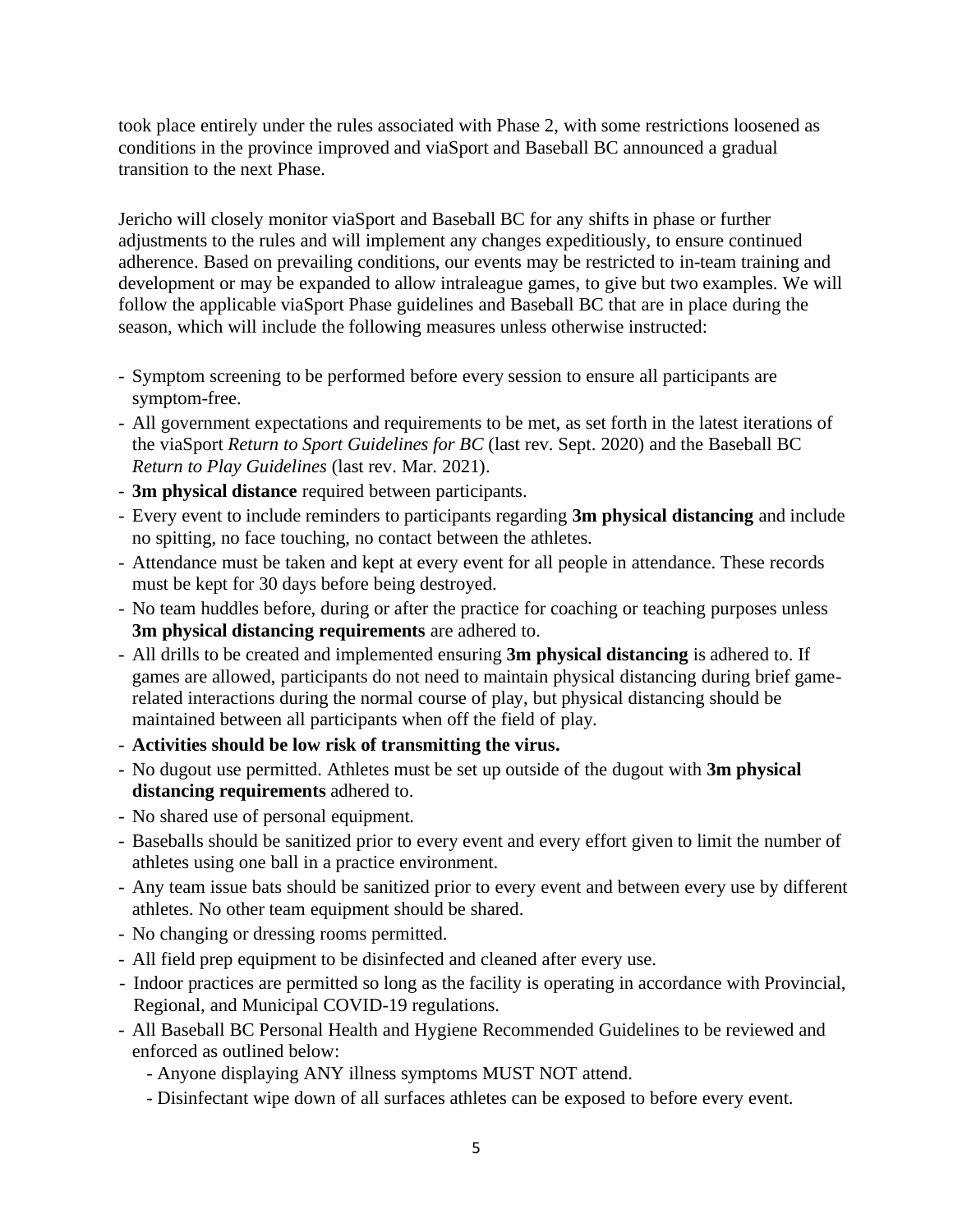took place entirely under the rules associated with Phase 2, with some restrictions loosened as conditions in the province improved and viaSport and Baseball BC announced a gradual transition to the next Phase.

Jericho will closely monitor viaSport and Baseball BC for any shifts in phase or further adjustments to the rules and will implement any changes expeditiously, to ensure continued adherence. Based on prevailing conditions, our events may be restricted to in-team training and development or may be expanded to allow intraleague games, to give but two examples. We will follow the applicable viaSport Phase guidelines and Baseball BC that are in place during the season, which will include the following measures unless otherwise instructed:

- Symptom screening to be performed before every session to ensure all participants are symptom-free.
- All government expectations and requirements to be met, as set forth in the latest iterations of the viaSport *Return to Sport Guidelines for BC* (last rev. Sept. 2020) and the Baseball BC *Return to Play Guidelines* (last rev. Mar. 2021).
- **3m physical distance** required between participants.
- Every event to include reminders to participants regarding **3m physical distancing** and include no spitting, no face touching, no contact between the athletes.
- Attendance must be taken and kept at every event for all people in attendance. These records must be kept for 30 days before being destroyed.
- No team huddles before, during or after the practice for coaching or teaching purposes unless **3m physical distancing requirements** are adhered to.
- All drills to be created and implemented ensuring **3m physical distancing** is adhered to. If games are allowed, participants do not need to maintain physical distancing during brief game-related interactions during the normal course of play, but physical distancing should be maintained between all participants when off the field of play.
- **Activities should be low risk of transmitting the virus.**
- No dugout use permitted. Athletes must be set up outside of the dugout with **3m physical distancing requirements** adhered to.
- No shared use of personal equipment.
- Baseballs should be sanitized prior to every event and every effort given to limit the number of athletes using one ball in a practice environment.
- Any team issue bats should be sanitized prior to every event and between every use by different athletes. No other team equipment should be shared.
- No changing or dressing rooms permitted.
- All field prep equipment to be disinfected and cleaned after every use.
- Indoor practices are permitted so long as the facility is operating in accordance with Provincial, Regional, and Municipal COVID-19 regulations.
- All Baseball BC Personal Health and Hygiene Recommended Guidelines to be reviewed and enforced as outlined below:
  - Anyone displaying ANY illness symptoms MUST NOT attend.
  - Disinfectant wipe down of all surfaces athletes can be exposed to before every event.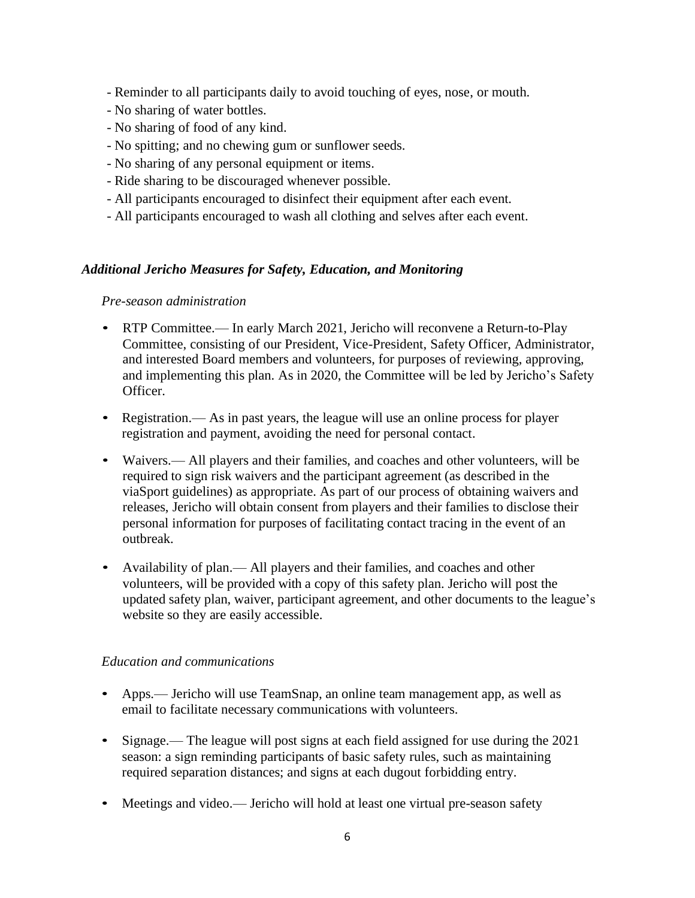- Reminder to all participants daily to avoid touching of eyes, nose, or mouth.
- No sharing of water bottles.
- No sharing of food of any kind.
- No spitting; and no chewing gum or sunflower seeds.
- No sharing of any personal equipment or items.
- Ride sharing to be discouraged whenever possible.
- All participants encouraged to disinfect their equipment after each event.
- All participants encouraged to wash all clothing and selves after each event.

### *Additional Jericho Measures for Safety, Education, and Monitoring*

*Pre-season administration*

- RTP Committee.— In early March 2021, Jericho will reconvene a Return-to-Play Committee, consisting of our President, Vice-President, Safety Officer, Administrator, and interested Board members and volunteers, for purposes of reviewing, approving, and implementing this plan. As in 2020, the Committee will be led by Jericho's Safety Officer.

- Registration.— As in past years, the league will use an online process for player registration and payment, avoiding the need for personal contact.

- Waivers.— All players and their families, and coaches and other volunteers, will be required to sign risk waivers and the participant agreement (as described in the viaSport guidelines) as appropriate. As part of our process of obtaining waivers and releases, Jericho will obtain consent from players and their families to disclose their personal information for purposes of facilitating contact tracing in the event of an outbreak.

- Availability of plan.— All players and their families, and coaches and other volunteers, will be provided with a copy of this safety plan. Jericho will post the updated safety plan, waiver, participant agreement, and other documents to the league's website so they are easily accessible.

*Education and communications*

- Apps.— Jericho will use TeamSnap, an online team management app, as well as email to facilitate necessary communications with volunteers.

- Signage.— The league will post signs at each field assigned for use during the 2021 season: a sign reminding participants of basic safety rules, such as maintaining required separation distances; and signs at each dugout forbidding entry.

- Meetings and video.— Jericho will hold at least one virtual pre-season safety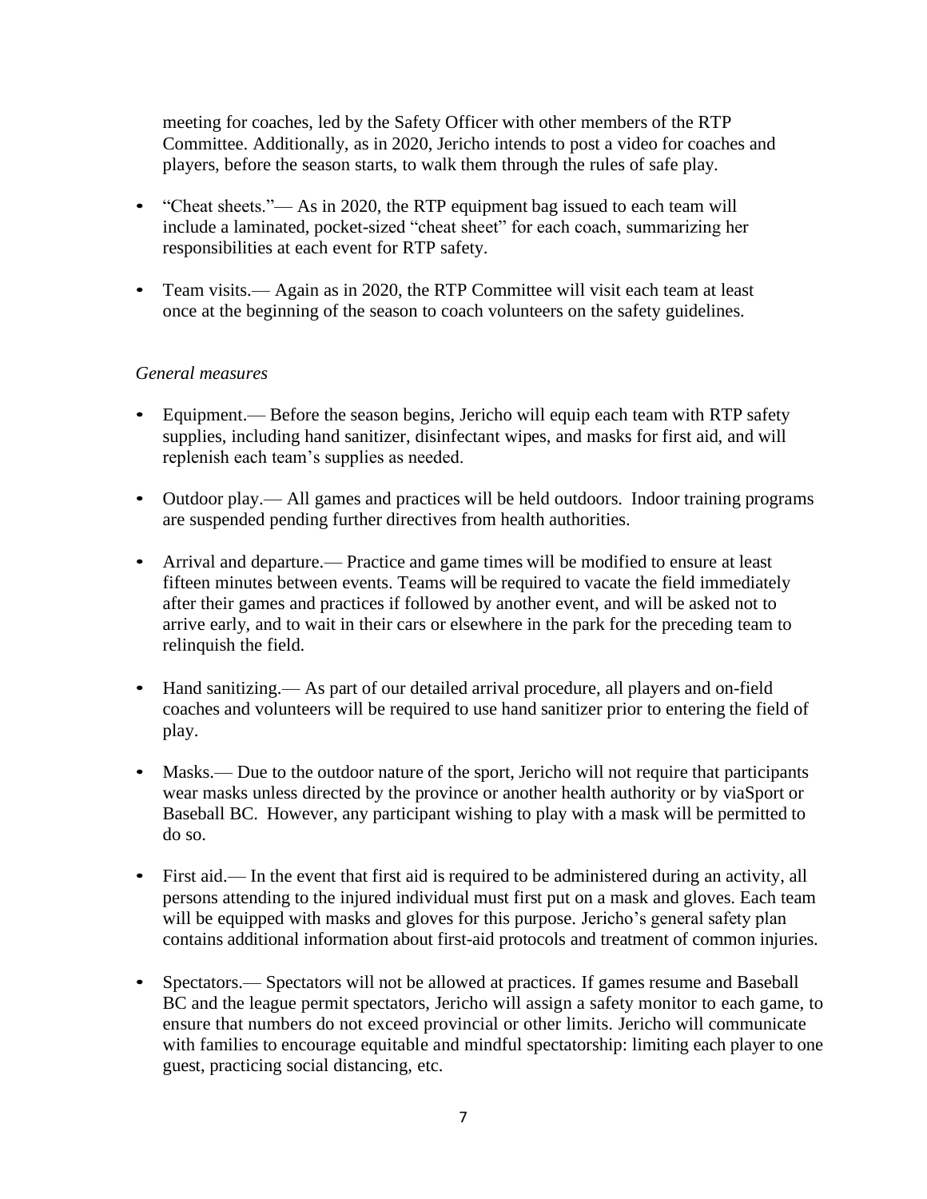meeting for coaches, led by the Safety Officer with other members of the RTP Committee. Additionally, as in 2020, Jericho intends to post a video for coaches and players, before the season starts, to walk them through the rules of safe play.

- “Cheat sheets.”— As in 2020, the RTP equipment bag issued to each team will include a laminated, pocket-sized “cheat sheet” for each coach, summarizing her responsibilities at each event for RTP safety.

- Team visits.— Again as in 2020, the RTP Committee will visit each team at least once at the beginning of the season to coach volunteers on the safety guidelines.

*General measures*

- Equipment.— Before the season begins, Jericho will equip each team with RTP safety supplies, including hand sanitizer, disinfectant wipes, and masks for first aid, and will replenish each team’s supplies as needed.

- Outdoor play.— All games and practices will be held outdoors. Indoor training programs are suspended pending further directives from health authorities.

- Arrival and departure.— Practice and game times will be modified to ensure at least fifteen minutes between events. Teams will be required to vacate the field immediately after their games and practices if followed by another event, and will be asked not to arrive early, and to wait in their cars or elsewhere in the park for the preceding team to relinquish the field.

- Hand sanitizing.— As part of our detailed arrival procedure, all players and on-field coaches and volunteers will be required to use hand sanitizer prior to entering the field of play.

- Masks.— Due to the outdoor nature of the sport, Jericho will not require that participants wear masks unless directed by the province or another health authority or by viaSport or Baseball BC. However, any participant wishing to play with a mask will be permitted to do so.

- First aid.— In the event that first aid is required to be administered during an activity, all persons attending to the injured individual must first put on a mask and gloves. Each team will be equipped with masks and gloves for this purpose. Jericho’s general safety plan contains additional information about first-aid protocols and treatment of common injuries.

- Spectators.— Spectators will not be allowed at practices. If games resume and Baseball BC and the league permit spectators, Jericho will assign a safety monitor to each game, to ensure that numbers do not exceed provincial or other limits. Jericho will communicate with families to encourage equitable and mindful spectatorship: limiting each player to one guest, practicing social distancing, etc.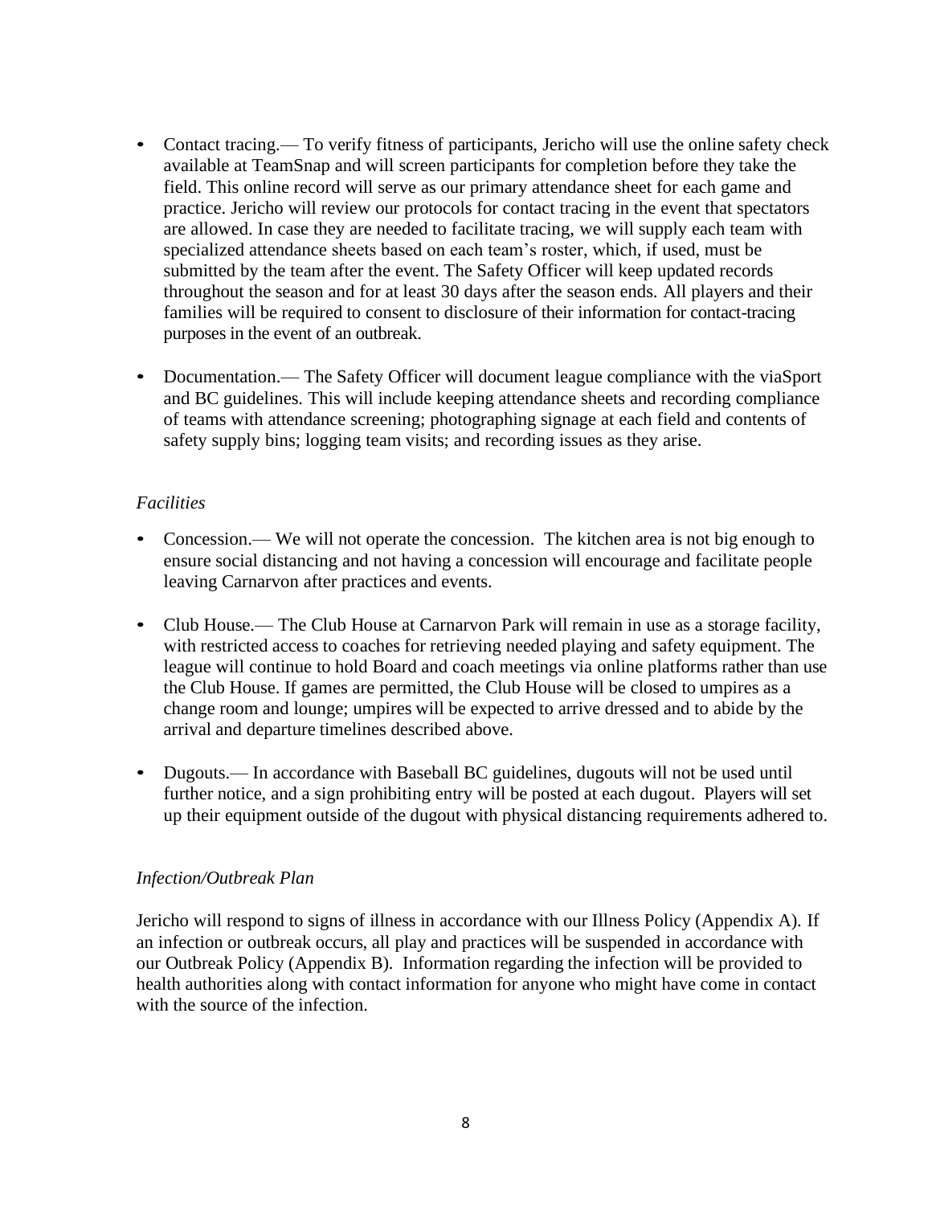- Contact tracing.— To verify fitness of participants, Jericho will use the online safety check available at TeamSnap and will screen participants for completion before they take the field. This online record will serve as our primary attendance sheet for each game and practice. Jericho will review our protocols for contact tracing in the event that spectators are allowed. In case they are needed to facilitate tracing, we will supply each team with specialized attendance sheets based on each team's roster, which, if used, must be submitted by the team after the event. The Safety Officer will keep updated records throughout the season and for at least 30 days after the season ends. All players and their families will be required to consent to disclosure of their information for contact-tracing purposes in the event of an outbreak.

- Documentation.— The Safety Officer will document league compliance with the viaSport and BC guidelines. This will include keeping attendance sheets and recording compliance of teams with attendance screening; photographing signage at each field and contents of safety supply bins; logging team visits; and recording issues as they arise.

*Facilities*

- Concession.— We will not operate the concession. The kitchen area is not big enough to ensure social distancing and not having a concession will encourage and facilitate people leaving Carnarvon after practices and events.

- Club House.— The Club House at Carnarvon Park will remain in use as a storage facility, with restricted access to coaches for retrieving needed playing and safety equipment. The league will continue to hold Board and coach meetings via online platforms rather than use the Club House. If games are permitted, the Club House will be closed to umpires as a change room and lounge; umpires will be expected to arrive dressed and to abide by the arrival and departure timelines described above.

- Dugouts.— In accordance with Baseball BC guidelines, dugouts will not be used until further notice, and a sign prohibiting entry will be posted at each dugout. Players will set up their equipment outside of the dugout with physical distancing requirements adhered to.

*Infection/Outbreak Plan*

Jericho will respond to signs of illness in accordance with our Illness Policy (Appendix A). If an infection or outbreak occurs, all play and practices will be suspended in accordance with our Outbreak Policy (Appendix B). Information regarding the infection will be provided to health authorities along with contact information for anyone who might have come in contact with the source of the infection.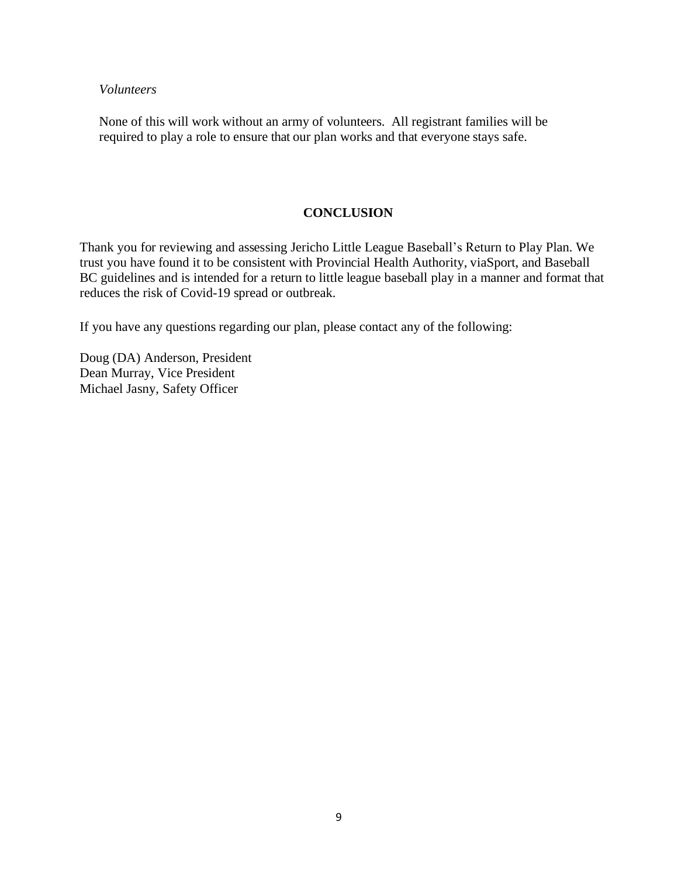*Volunteers*

None of this will work without an army of volunteers. All registrant families will be required to play a role to ensure that our plan works and that everyone stays safe.

## CONCLUSION

Thank you for reviewing and assessing Jericho Little League Baseball's Return to Play Plan. We trust you have found it to be consistent with Provincial Health Authority, viaSport, and Baseball BC guidelines and is intended for a return to little league baseball play in a manner and format that reduces the risk of Covid-19 spread or outbreak.

If you have any questions regarding our plan, please contact any of the following:

Doug (DA) Anderson, President  
Dean Murray, Vice President  
Michael Jasny, Safety Officer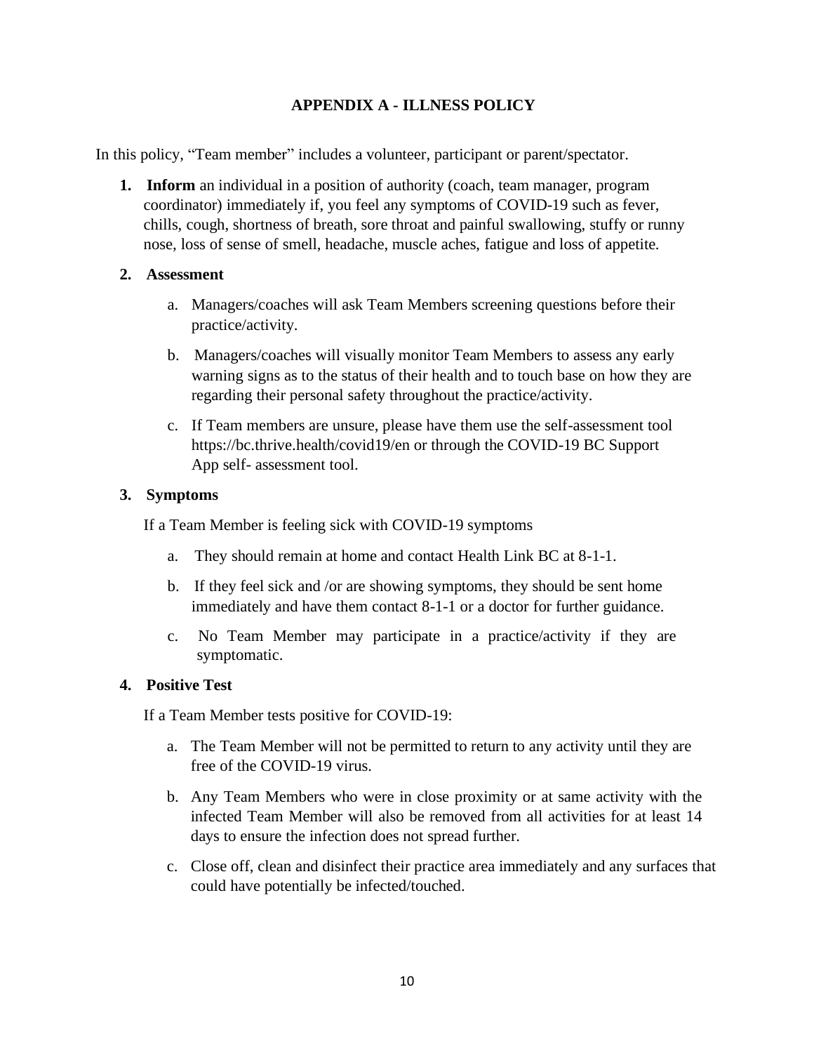## APPENDIX A - ILLNESS POLICY

In this policy, "Team member" includes a volunteer, participant or parent/spectator.

1. **Inform** an individual in a position of authority (coach, team manager, program coordinator) immediately if, you feel any symptoms of COVID-19 such as fever, chills, cough, shortness of breath, sore throat and painful swallowing, stuffy or runny nose, loss of sense of smell, headache, muscle aches, fatigue and loss of appetite.

2. **Assessment**

   a. Managers/coaches will ask Team Members screening questions before their practice/activity.

   b. Managers/coaches will visually monitor Team Members to assess any early warning signs as to the status of their health and to touch base on how they are regarding their personal safety throughout the practice/activity.

   c. If Team members are unsure, please have them use the self-assessment tool https://bc.thrive.health/covid19/en or through the COVID-19 BC Support App self- assessment tool.

3. **Symptoms**

   If a Team Member is feeling sick with COVID-19 symptoms

   a. They should remain at home and contact Health Link BC at 8-1-1.

   b. If they feel sick and /or are showing symptoms, they should be sent home immediately and have them contact 8-1-1 or a doctor for further guidance.

   c. No Team Member may participate in a practice/activity if they are symptomatic.

4. **Positive Test**

   If a Team Member tests positive for COVID-19:

   a. The Team Member will not be permitted to return to any activity until they are free of the COVID-19 virus.

   b. Any Team Members who were in close proximity or at same activity with the infected Team Member will also be removed from all activities for at least 14 days to ensure the infection does not spread further.

   c. Close off, clean and disinfect their practice area immediately and any surfaces that could have potentially be infected/touched.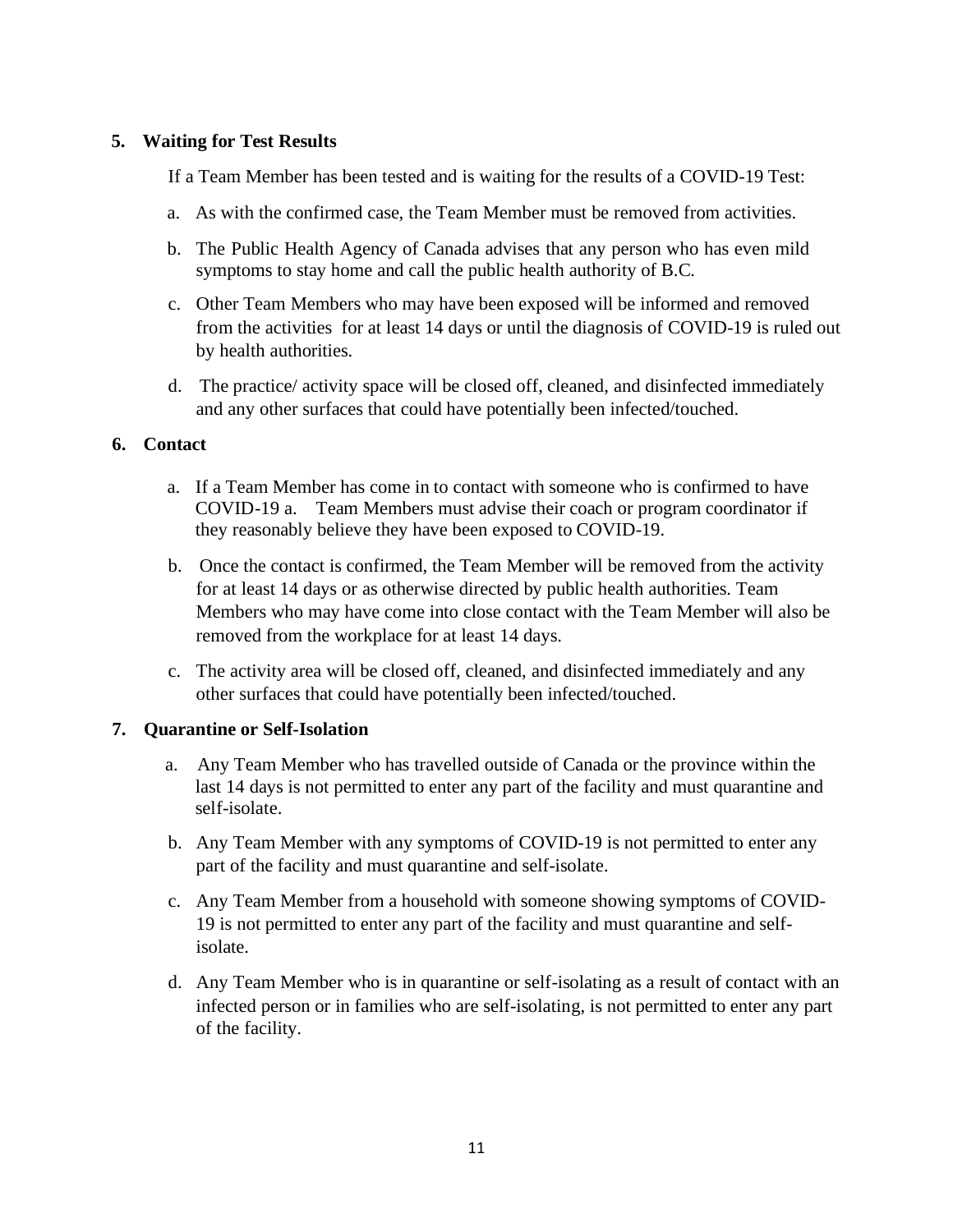## 5. Waiting for Test Results

If a Team Member has been tested and is waiting for the results of a COVID-19 Test:

a. As with the confirmed case, the Team Member must be removed from activities.

b. The Public Health Agency of Canada advises that any person who has even mild symptoms to stay home and call the public health authority of B.C.

c. Other Team Members who may have been exposed will be informed and removed from the activities for at least 14 days or until the diagnosis of COVID-19 is ruled out by health authorities.

d. The practice/ activity space will be closed off, cleaned, and disinfected immediately and any other surfaces that could have potentially been infected/touched.

## 6. Contact

a. If a Team Member has come in to contact with someone who is confirmed to have COVID-19 a. Team Members must advise their coach or program coordinator if they reasonably believe they have been exposed to COVID-19.

b. Once the contact is confirmed, the Team Member will be removed from the activity for at least 14 days or as otherwise directed by public health authorities. Team Members who may have come into close contact with the Team Member will also be removed from the workplace for at least 14 days.

c. The activity area will be closed off, cleaned, and disinfected immediately and any other surfaces that could have potentially been infected/touched.

## 7. Quarantine or Self-Isolation

a. Any Team Member who has travelled outside of Canada or the province within the last 14 days is not permitted to enter any part of the facility and must quarantine and self-isolate.

b. Any Team Member with any symptoms of COVID-19 is not permitted to enter any part of the facility and must quarantine and self-isolate.

c. Any Team Member from a household with someone showing symptoms of COVID-19 is not permitted to enter any part of the facility and must quarantine and self-isolate.

d. Any Team Member who is in quarantine or self-isolating as a result of contact with an infected person or in families who are self-isolating, is not permitted to enter any part of the facility.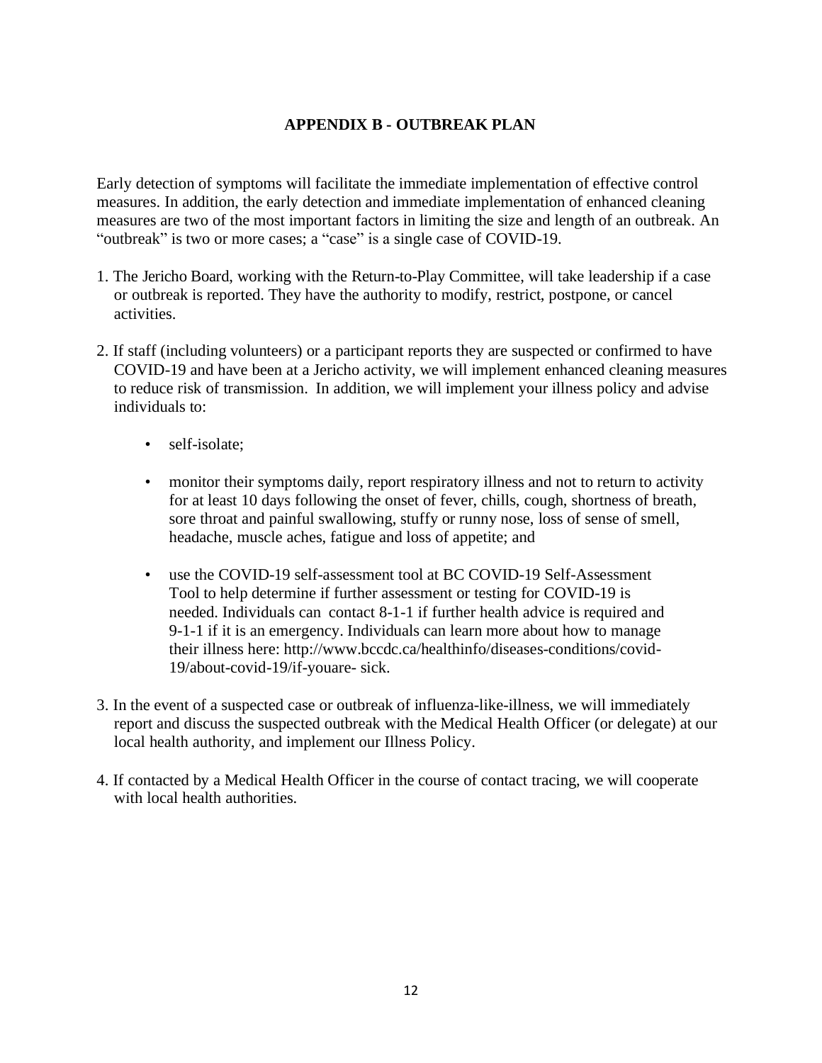## APPENDIX B - OUTBREAK PLAN

Early detection of symptoms will facilitate the immediate implementation of effective control measures. In addition, the early detection and immediate implementation of enhanced cleaning measures are two of the most important factors in limiting the size and length of an outbreak. An "outbreak" is two or more cases; a "case" is a single case of COVID-19.

1. The Jericho Board, working with the Return-to-Play Committee, will take leadership if a case or outbreak is reported. They have the authority to modify, restrict, postpone, or cancel activities.

2. If staff (including volunteers) or a participant reports they are suspected or confirmed to have COVID-19 and have been at a Jericho activity, we will implement enhanced cleaning measures to reduce risk of transmission. In addition, we will implement your illness policy and advise individuals to:

    - self-isolate;
    - monitor their symptoms daily, report respiratory illness and not to return to activity for at least 10 days following the onset of fever, chills, cough, shortness of breath, sore throat and painful swallowing, stuffy or runny nose, loss of sense of smell, headache, muscle aches, fatigue and loss of appetite; and
    - use the COVID-19 self-assessment tool at BC COVID-19 Self-Assessment Tool to help determine if further assessment or testing for COVID-19 is needed. Individuals can contact 8-1-1 if further health advice is required and 9-1-1 if it is an emergency. Individuals can learn more about how to manage their illness here: http://www.bccdc.ca/healthinfo/diseases-conditions/covid-19/about-covid-19/if-youare- sick.

3. In the event of a suspected case or outbreak of influenza-like-illness, we will immediately report and discuss the suspected outbreak with the Medical Health Officer (or delegate) at our local health authority, and implement our Illness Policy.

4. If contacted by a Medical Health Officer in the course of contact tracing, we will cooperate with local health authorities.